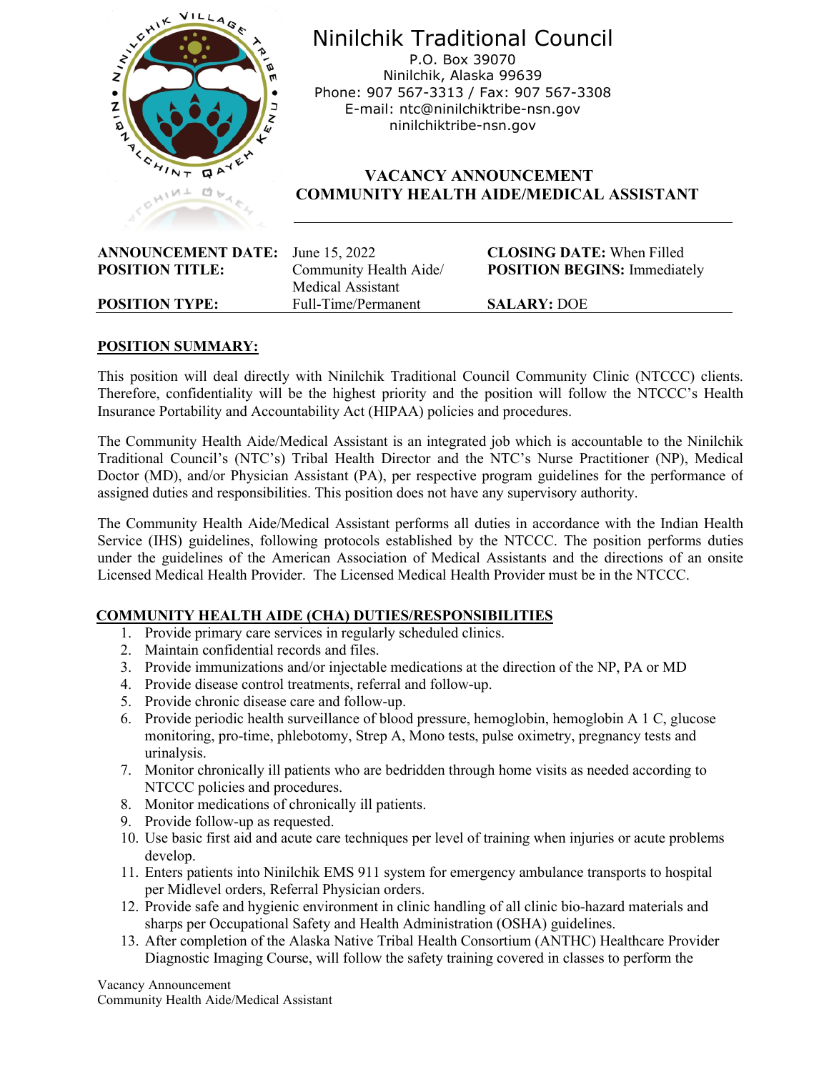# Ninilchik Traditional Council

P.O. Box 39070
Ninilchik, Alaska 99639
Phone: 907 567-3313 / Fax: 907 567-3308
E-mail: ntc@ninilchiktribe-nsn.gov
ninilchiktribe-nsn.gov

## VACANCY ANNOUNCEMENT
## COMMUNITY HEALTH AIDE/MEDICAL ASSISTANT

| | | |
|---|---|---|
| **ANNOUNCEMENT DATE:** | June 15, 2022 | **CLOSING DATE:** When Filled |
| **POSITION TITLE:** | Community Health Aide/ Medical Assistant | **POSITION BEGINS:** Immediately |
| **POSITION TYPE:** | Full-Time/Permanent | **SALARY:** DOE |

**POSITION SUMMARY:**

This position will deal directly with Ninilchik Traditional Council Community Clinic (NTCCC) clients. Therefore, confidentiality will be the highest priority and the position will follow the NTCCC's Health Insurance Portability and Accountability Act (HIPAA) policies and procedures.

The Community Health Aide/Medical Assistant is an integrated job which is accountable to the Ninilchik Traditional Council's (NTC's) Tribal Health Director and the NTC's Nurse Practitioner (NP), Medical Doctor (MD), and/or Physician Assistant (PA), per respective program guidelines for the performance of assigned duties and responsibilities. This position does not have any supervisory authority.

The Community Health Aide/Medical Assistant performs all duties in accordance with the Indian Health Service (IHS) guidelines, following protocols established by the NTCCC. The position performs duties under the guidelines of the American Association of Medical Assistants and the directions of an onsite Licensed Medical Health Provider. The Licensed Medical Health Provider must be in the NTCCC.

**COMMUNITY HEALTH AIDE (CHA) DUTIES/RESPONSIBILITIES**

1. Provide primary care services in regularly scheduled clinics.
2. Maintain confidential records and files.
3. Provide immunizations and/or injectable medications at the direction of the NP, PA or MD
4. Provide disease control treatments, referral and follow-up.
5. Provide chronic disease care and follow-up.
6. Provide periodic health surveillance of blood pressure, hemoglobin, hemoglobin A 1 C, glucose monitoring, pro-time, phlebotomy, Strep A, Mono tests, pulse oximetry, pregnancy tests and urinalysis.
7. Monitor chronically ill patients who are bedridden through home visits as needed according to NTCCC policies and procedures.
8. Monitor medications of chronically ill patients.
9. Provide follow-up as requested.
10. Use basic first aid and acute care techniques per level of training when injuries or acute problems develop.
11. Enters patients into Ninilchik EMS 911 system for emergency ambulance transports to hospital per Midlevel orders, Referral Physician orders.
12. Provide safe and hygienic environment in clinic handling of all clinic bio-hazard materials and sharps per Occupational Safety and Health Administration (OSHA) guidelines.
13. After completion of the Alaska Native Tribal Health Consortium (ANTHC) Healthcare Provider Diagnostic Imaging Course, will follow the safety training covered in classes to perform the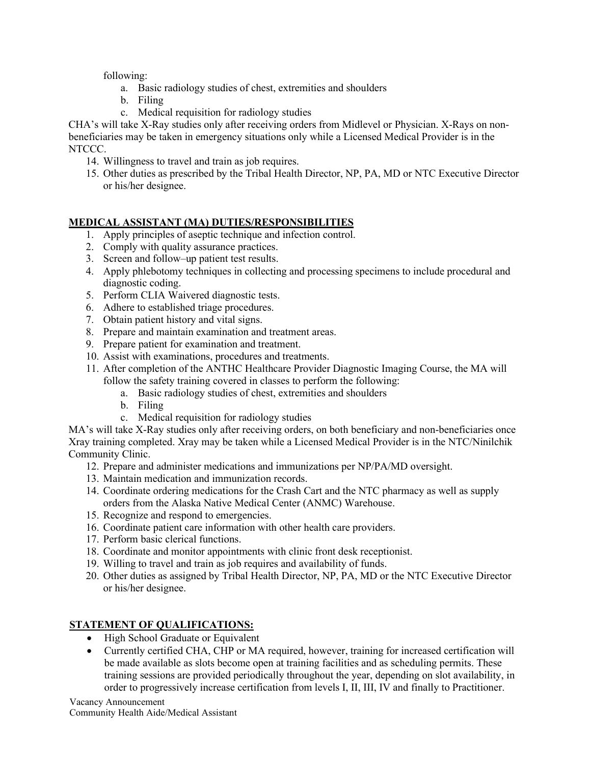following:

   a. Basic radiology studies of chest, extremities and shoulders
   b. Filing
   c. Medical requisition for radiology studies

CHA's will take X-Ray studies only after receiving orders from Midlevel or Physician. X-Rays on non-beneficiaries may be taken in emergency situations only while a Licensed Medical Provider is in the NTCCC.

14. Willingness to travel and train as job requires.
15. Other duties as prescribed by the Tribal Health Director, NP, PA, MD or NTC Executive Director or his/her designee.

**MEDICAL ASSISTANT (MA) DUTIES/RESPONSIBILITIES**

1. Apply principles of aseptic technique and infection control.
2. Comply with quality assurance practices.
3. Screen and follow–up patient test results.
4. Apply phlebotomy techniques in collecting and processing specimens to include procedural and diagnostic coding.
5. Perform CLIA Waivered diagnostic tests.
6. Adhere to established triage procedures.
7. Obtain patient history and vital signs.
8. Prepare and maintain examination and treatment areas.
9. Prepare patient for examination and treatment.
10. Assist with examinations, procedures and treatments.
11. After completion of the ANTHC Healthcare Provider Diagnostic Imaging Course, the MA will follow the safety training covered in classes to perform the following:
    a. Basic radiology studies of chest, extremities and shoulders
    b. Filing
    c. Medical requisition for radiology studies

MA's will take X-Ray studies only after receiving orders, on both beneficiary and non-beneficiaries once Xray training completed. Xray may be taken while a Licensed Medical Provider is in the NTC/Ninilchik Community Clinic.

12. Prepare and administer medications and immunizations per NP/PA/MD oversight.
13. Maintain medication and immunization records.
14. Coordinate ordering medications for the Crash Cart and the NTC pharmacy as well as supply orders from the Alaska Native Medical Center (ANMC) Warehouse.
15. Recognize and respond to emergencies.
16. Coordinate patient care information with other health care providers.
17. Perform basic clerical functions.
18. Coordinate and monitor appointments with clinic front desk receptionist.
19. Willing to travel and train as job requires and availability of funds.
20. Other duties as assigned by Tribal Health Director, NP, PA, MD or the NTC Executive Director or his/her designee.

**STATEMENT OF QUALIFICATIONS:**

- High School Graduate or Equivalent
- Currently certified CHA, CHP or MA required, however, training for increased certification will be made available as slots become open at training facilities and as scheduling permits. These training sessions are provided periodically throughout the year, depending on slot availability, in order to progressively increase certification from levels I, II, III, IV and finally to Practitioner.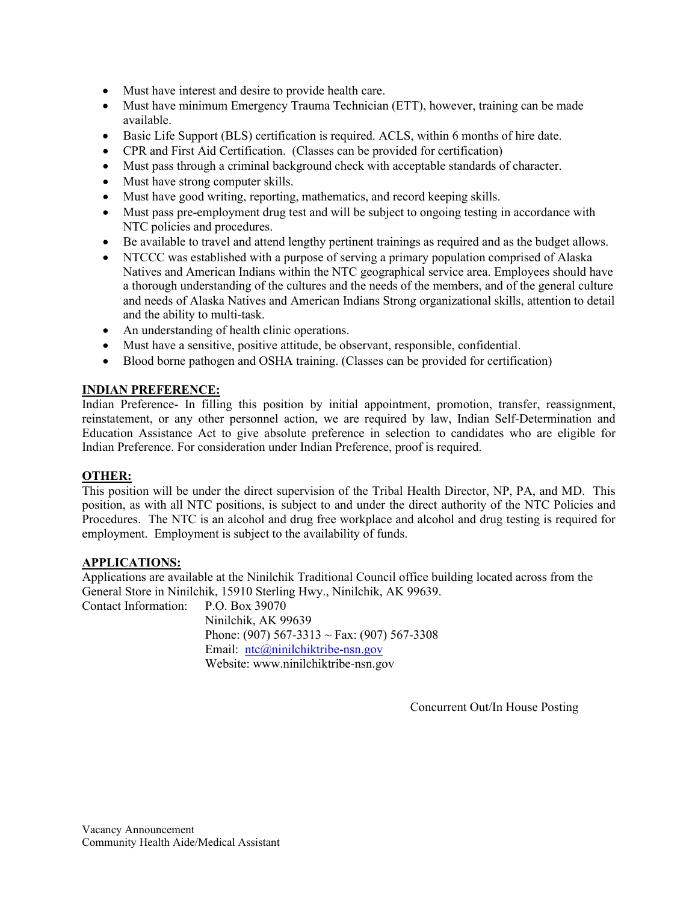- Must have interest and desire to provide health care.
- Must have minimum Emergency Trauma Technician (ETT), however, training can be made available.
- Basic Life Support (BLS) certification is required. ACLS, within 6 months of hire date.
- CPR and First Aid Certification. (Classes can be provided for certification)
- Must pass through a criminal background check with acceptable standards of character.
- Must have strong computer skills.
- Must have good writing, reporting, mathematics, and record keeping skills.
- Must pass pre-employment drug test and will be subject to ongoing testing in accordance with NTC policies and procedures.
- Be available to travel and attend lengthy pertinent trainings as required and as the budget allows.
- NTCCC was established with a purpose of serving a primary population comprised of Alaska Natives and American Indians within the NTC geographical service area. Employees should have a thorough understanding of the cultures and the needs of the members, and of the general culture and needs of Alaska Natives and American Indians Strong organizational skills, attention to detail and the ability to multi-task.
- An understanding of health clinic operations.
- Must have a sensitive, positive attitude, be observant, responsible, confidential.
- Blood borne pathogen and OSHA training. (Classes can be provided for certification)

**INDIAN PREFERENCE:**

Indian Preference- In filling this position by initial appointment, promotion, transfer, reassignment, reinstatement, or any other personnel action, we are required by law, Indian Self-Determination and Education Assistance Act to give absolute preference in selection to candidates who are eligible for Indian Preference. For consideration under Indian Preference, proof is required.

**OTHER:**

This position will be under the direct supervision of the Tribal Health Director, NP, PA, and MD. This position, as with all NTC positions, is subject to and under the direct authority of the NTC Policies and Procedures. The NTC is an alcohol and drug free workplace and alcohol and drug testing is required for employment. Employment is subject to the availability of funds.

**APPLICATIONS:**

Applications are available at the Ninilchik Traditional Council office building located across from the General Store in Ninilchik, 15910 Sterling Hwy., Ninilchik, AK 99639.

Contact Information: P.O. Box 39070
Ninilchik, AK 99639
Phone: (907) 567-3313 ~ Fax: (907) 567-3308
Email: ntc@ninilchiktribe-nsn.gov
Website: www.ninilchiktribe-nsn.gov

Concurrent Out/In House Posting